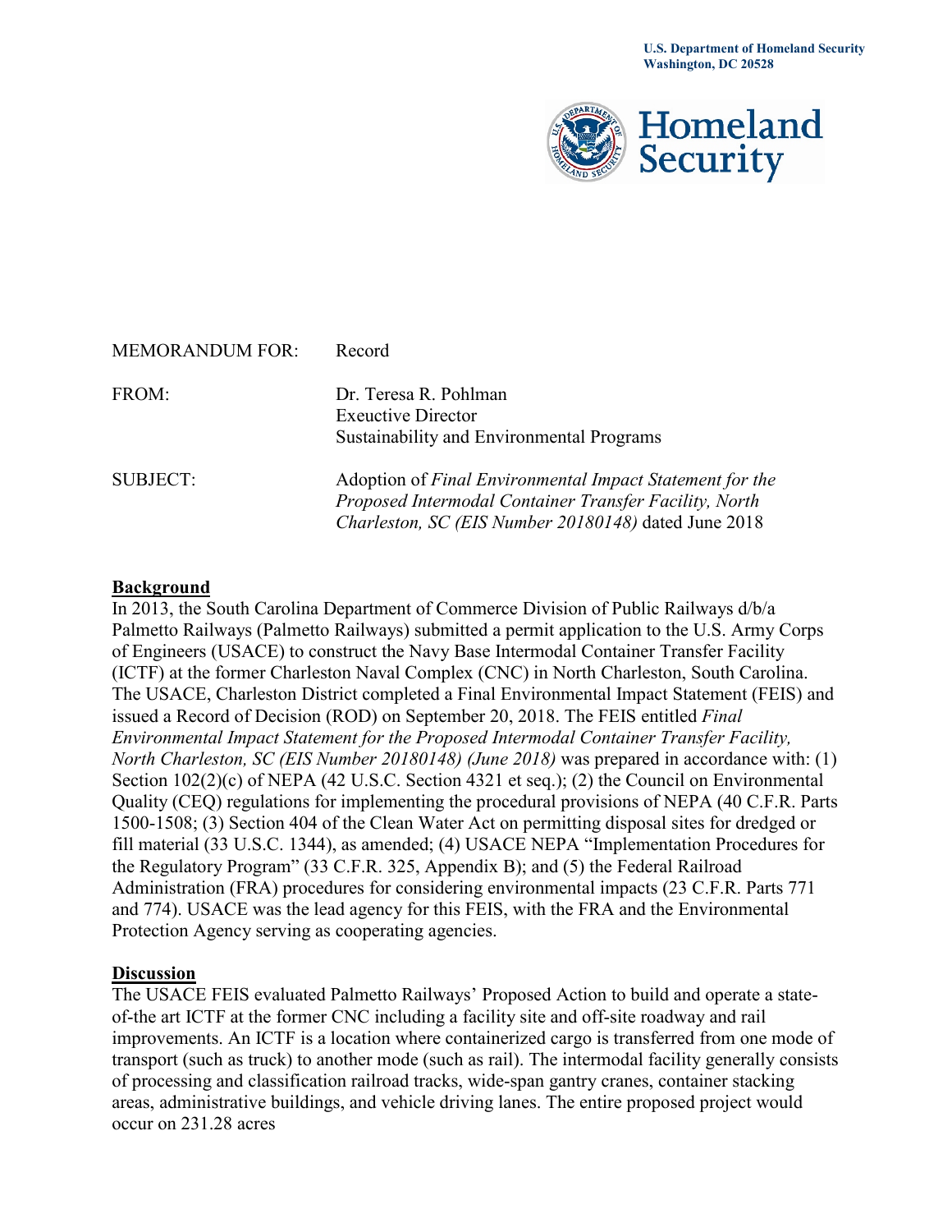U.S. Department of Homeland Security
Washington, DC 20528

Homeland Security

MEMORANDUM FOR: Record

FROM: Dr. Teresa R. Pohlman
Exeuctive Director
Sustainability and Environmental Programs

SUBJECT: Adoption of *Final Environmental Impact Statement for the Proposed Intermodal Container Transfer Facility, North Charleston, SC (EIS Number 20180148)* dated June 2018

## Background

In 2013, the South Carolina Department of Commerce Division of Public Railways d/b/a Palmetto Railways (Palmetto Railways) submitted a permit application to the U.S. Army Corps of Engineers (USACE) to construct the Navy Base Intermodal Container Transfer Facility (ICTF) at the former Charleston Naval Complex (CNC) in North Charleston, South Carolina. The USACE, Charleston District completed a Final Environmental Impact Statement (FEIS) and issued a Record of Decision (ROD) on September 20, 2018. The FEIS entitled *Final Environmental Impact Statement for the Proposed Intermodal Container Transfer Facility, North Charleston, SC (EIS Number 20180148) (June 2018)* was prepared in accordance with: (1) Section 102(2)(c) of NEPA (42 U.S.C. Section 4321 et seq.); (2) the Council on Environmental Quality (CEQ) regulations for implementing the procedural provisions of NEPA (40 C.F.R. Parts 1500-1508; (3) Section 404 of the Clean Water Act on permitting disposal sites for dredged or fill material (33 U.S.C. 1344), as amended; (4) USACE NEPA "Implementation Procedures for the Regulatory Program" (33 C.F.R. 325, Appendix B); and (5) the Federal Railroad Administration (FRA) procedures for considering environmental impacts (23 C.F.R. Parts 771 and 774). USACE was the lead agency for this FEIS, with the FRA and the Environmental Protection Agency serving as cooperating agencies.

## Discussion

The USACE FEIS evaluated Palmetto Railways' Proposed Action to build and operate a state-of-the art ICTF at the former CNC including a facility site and off-site roadway and rail improvements. An ICTF is a location where containerized cargo is transferred from one mode of transport (such as truck) to another mode (such as rail). The intermodal facility generally consists of processing and classification railroad tracks, wide-span gantry cranes, container stacking areas, administrative buildings, and vehicle driving lanes. The entire proposed project would occur on 231.28 acres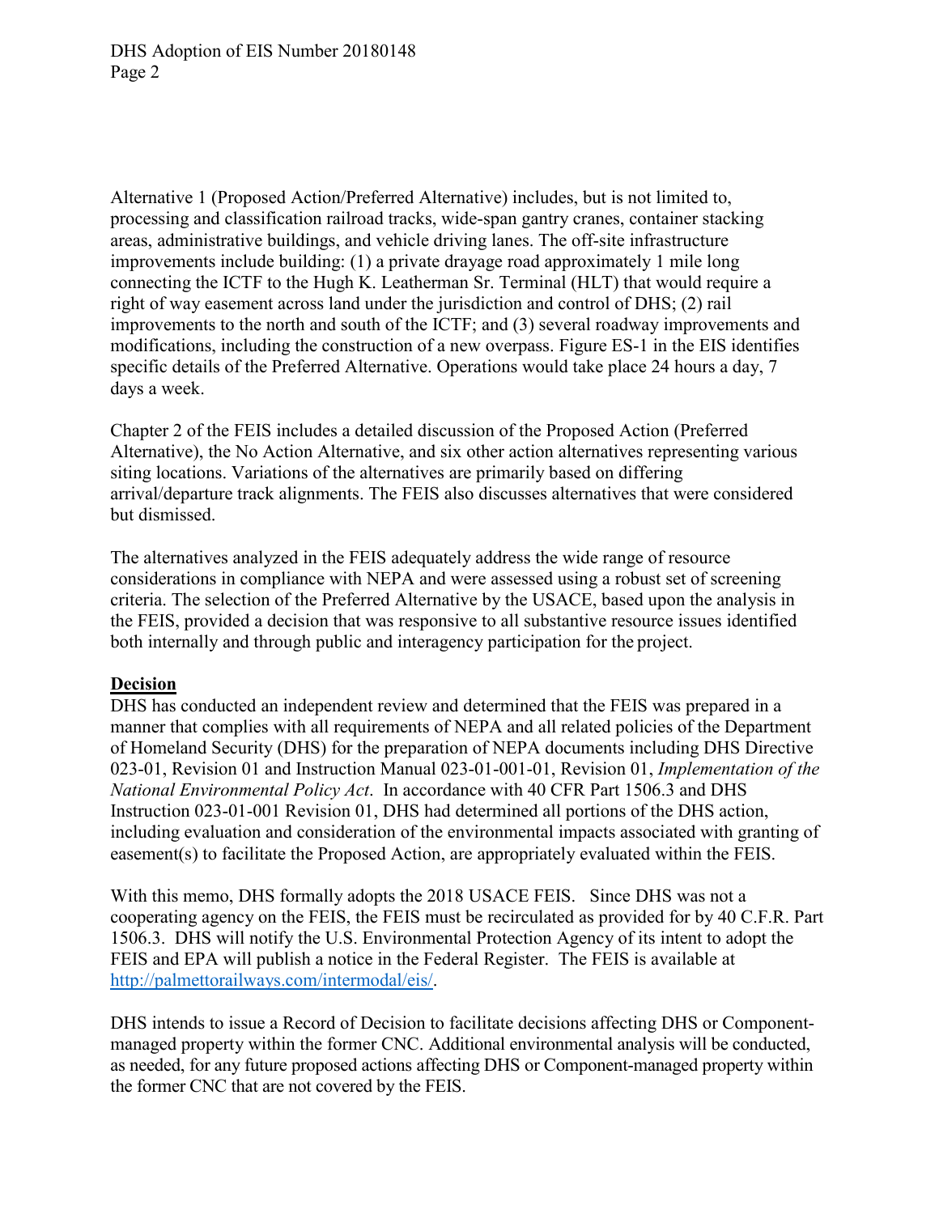Alternative 1 (Proposed Action/Preferred Alternative) includes, but is not limited to, processing and classification railroad tracks, wide-span gantry cranes, container stacking areas, administrative buildings, and vehicle driving lanes. The off-site infrastructure improvements include building: (1) a private drayage road approximately 1 mile long connecting the ICTF to the Hugh K. Leatherman Sr. Terminal (HLT) that would require a right of way easement across land under the jurisdiction and control of DHS; (2) rail improvements to the north and south of the ICTF; and (3) several roadway improvements and modifications, including the construction of a new overpass. Figure ES-1 in the EIS identifies specific details of the Preferred Alternative. Operations would take place 24 hours a day, 7 days a week.

Chapter 2 of the FEIS includes a detailed discussion of the Proposed Action (Preferred Alternative), the No Action Alternative, and six other action alternatives representing various siting locations. Variations of the alternatives are primarily based on differing arrival/departure track alignments. The FEIS also discusses alternatives that were considered but dismissed.

The alternatives analyzed in the FEIS adequately address the wide range of resource considerations in compliance with NEPA and were assessed using a robust set of screening criteria. The selection of the Preferred Alternative by the USACE, based upon the analysis in the FEIS, provided a decision that was responsive to all substantive resource issues identified both internally and through public and interagency participation for the project.

**Decision**

DHS has conducted an independent review and determined that the FEIS was prepared in a manner that complies with all requirements of NEPA and all related policies of the Department of Homeland Security (DHS) for the preparation of NEPA documents including DHS Directive 023-01, Revision 01 and Instruction Manual 023-01-001-01, Revision 01, *Implementation of the National Environmental Policy Act*. In accordance with 40 CFR Part 1506.3 and DHS Instruction 023-01-001 Revision 01, DHS had determined all portions of the DHS action, including evaluation and consideration of the environmental impacts associated with granting of easement(s) to facilitate the Proposed Action, are appropriately evaluated within the FEIS.

With this memo, DHS formally adopts the 2018 USACE FEIS. Since DHS was not a cooperating agency on the FEIS, the FEIS must be recirculated as provided for by 40 C.F.R. Part 1506.3. DHS will notify the U.S. Environmental Protection Agency of its intent to adopt the FEIS and EPA will publish a notice in the Federal Register. The FEIS is available at http://palmettorailways.com/intermodal/eis/.

DHS intends to issue a Record of Decision to facilitate decisions affecting DHS or Component-managed property within the former CNC. Additional environmental analysis will be conducted, as needed, for any future proposed actions affecting DHS or Component-managed property within the former CNC that are not covered by the FEIS.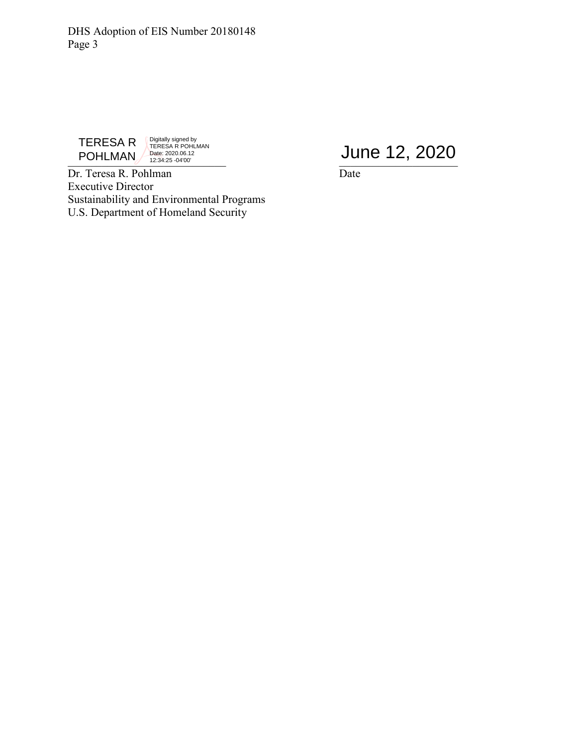TERESA R POHLMAN

Digitally signed by TERESA R POHLMAN
Date: 2020.06.12 12:34:25 -04'00'

June 12, 2020

Dr. Teresa R. Pohlman
Executive Director
Sustainability and Environmental Programs
U.S. Department of Homeland Security

Date